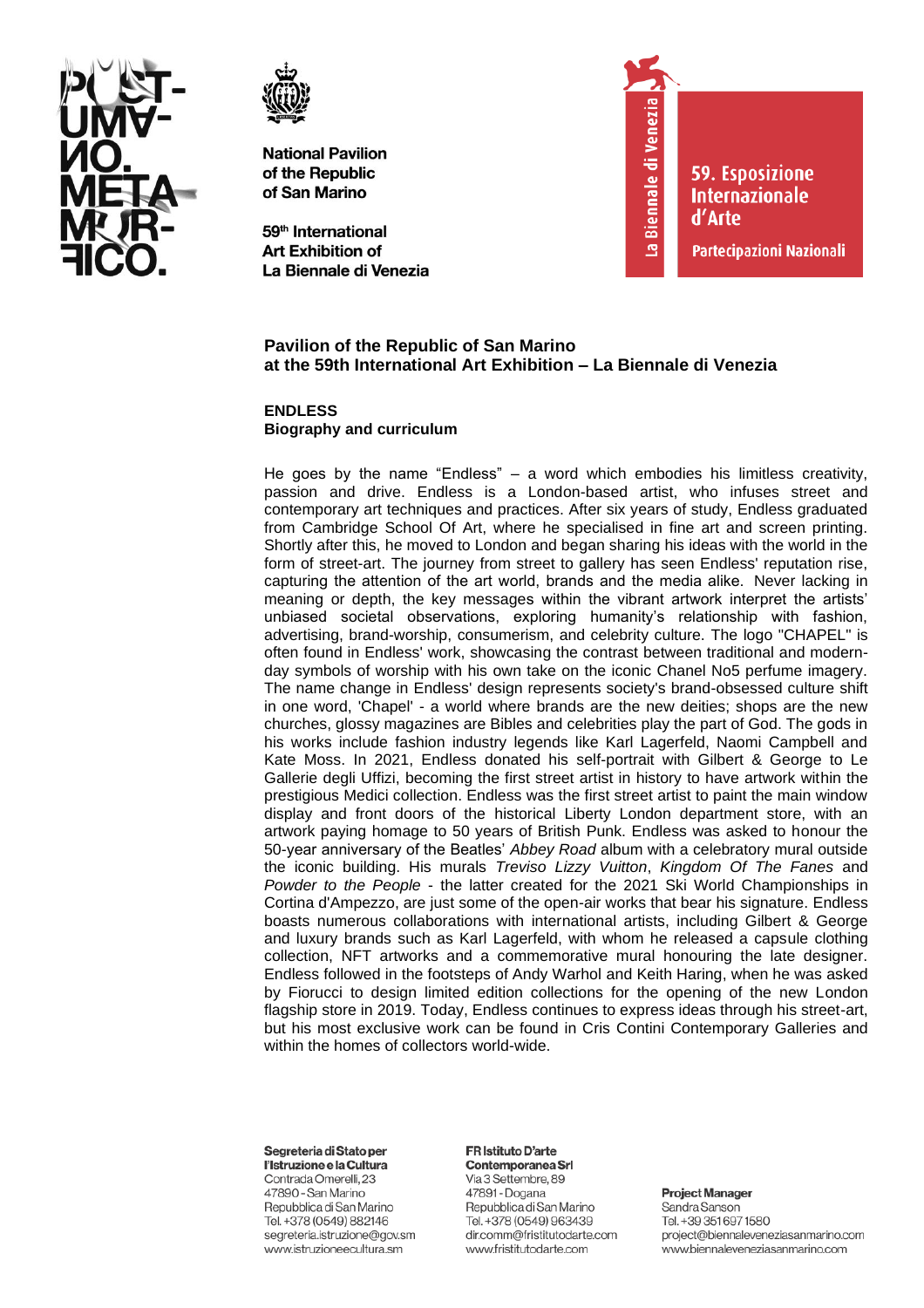POST-UMANO. METAMORFICO.

**National Pavilion of the Republic of San Marino**

**59th International Art Exhibition of La Biennale di Venezia**

La Biennale di Venezia

**59. Esposizione Internazionale d'Arte**

**Partecipazioni Nazionali**

## Pavilion of the Republic of San Marino at the 59th International Art Exhibition – La Biennale di Venezia

### ENDLESS
**Biography and curriculum**

He goes by the name "Endless" – a word which embodies his limitless creativity, passion and drive. Endless is a London-based artist, who infuses street and contemporary art techniques and practices. After six years of study, Endless graduated from Cambridge School Of Art, where he specialised in fine art and screen printing. Shortly after this, he moved to London and began sharing his ideas with the world in the form of street-art. The journey from street to gallery has seen Endless' reputation rise, capturing the attention of the art world, brands and the media alike. Never lacking in meaning or depth, the key messages within the vibrant artwork interpret the artists' unbiased societal observations, exploring humanity's relationship with fashion, advertising, brand-worship, consumerism, and celebrity culture. The logo "CHAPEL" is often found in Endless' work, showcasing the contrast between traditional and modern-day symbols of worship with his own take on the iconic Chanel No5 perfume imagery. The name change in Endless' design represents society's brand-obsessed culture shift in one word, 'Chapel' - a world where brands are the new deities; shops are the new churches, glossy magazines are Bibles and celebrities play the part of God. The gods in his works include fashion industry legends like Karl Lagerfeld, Naomi Campbell and Kate Moss. In 2021, Endless donated his self-portrait with Gilbert & George to Le Gallerie degli Uffizi, becoming the first street artist in history to have artwork within the prestigious Medici collection. Endless was the first street artist to paint the main window display and front doors of the historical Liberty London department store, with an artwork paying homage to 50 years of British Punk. Endless was asked to honour the 50-year anniversary of the Beatles' *Abbey Road* album with a celebratory mural outside the iconic building. His murals *Treviso Lizzy Vuitton*, *Kingdom Of The Fanes* and *Powder to the People* - the latter created for the 2021 Ski World Championships in Cortina d'Ampezzo, are just some of the open-air works that bear his signature. Endless boasts numerous collaborations with international artists, including Gilbert & George and luxury brands such as Karl Lagerfeld, with whom he released a capsule clothing collection, NFT artworks and a commemorative mural honouring the late designer. Endless followed in the footsteps of Andy Warhol and Keith Haring, when he was asked by Fiorucci to design limited edition collections for the opening of the new London flagship store in 2019. Today, Endless continues to express ideas through his street-art, but his most exclusive work can be found in Cris Contini Contemporary Galleries and within the homes of collectors world-wide.

**Segreteria di Stato per l'Istruzione e la Cultura**
Contrada Omerelli, 23
47890 - San Marino
Repubblica di San Marino
Tel. +378 (0549) 882146
segreteria.istruzione@gov.sm
www.istruzioneecultura.sm

**FR Istituto D'arte Contemporanea Srl**
Via 3 Settembre, 89
47891 - Dogana
Repubblica di San Marino
Tel. +378 (0549) 963439
dir.comm@fristitutodarte.com
www.fristitutodarte.com

**Project Manager**
Sandra Sanson
Tel. +39 351 697 1580
project@biennaleveneziasanmarino.com
www.biennaleveneziasanmarino.com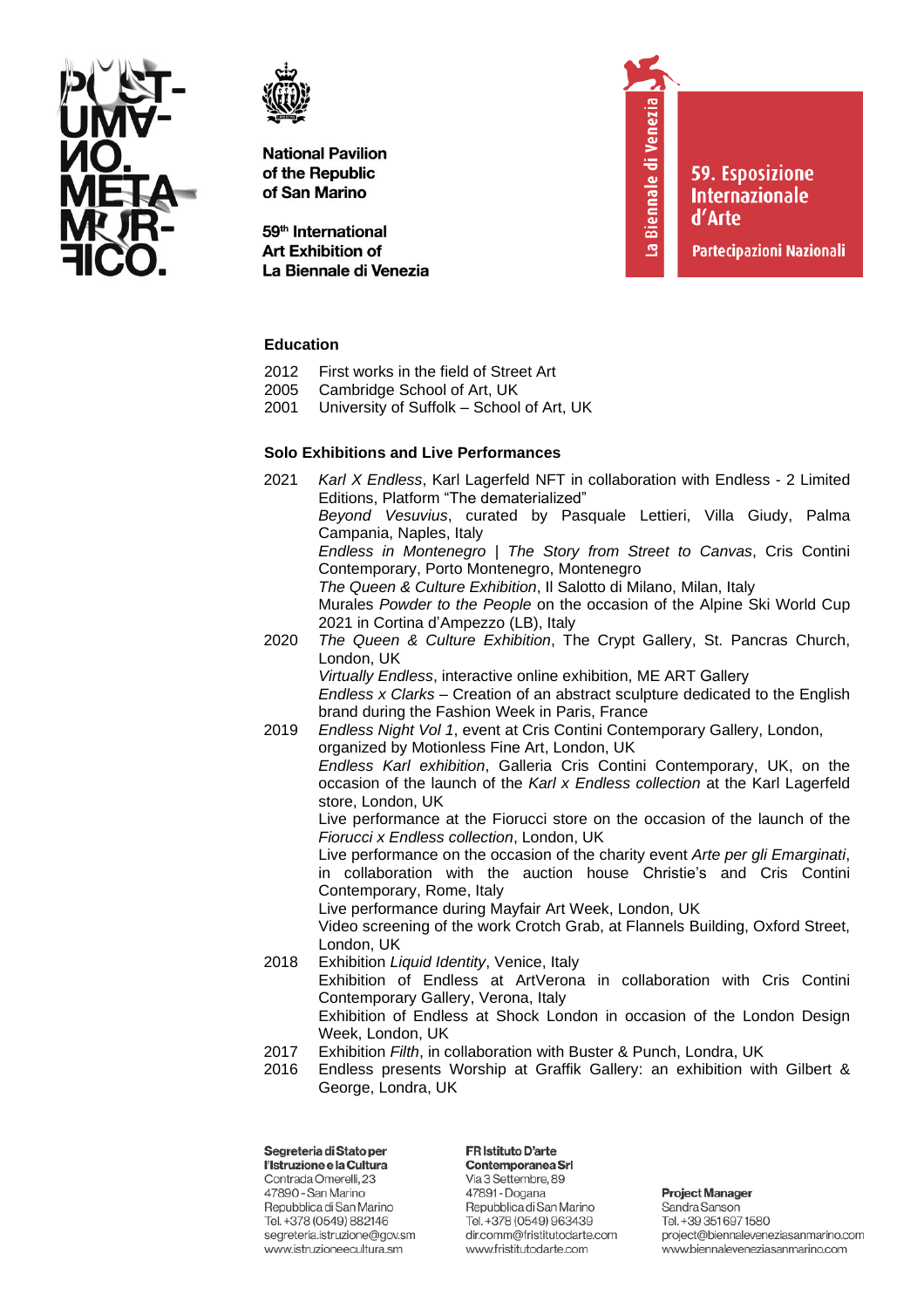### Education

- 2012 First works in the field of Street Art
- 2005 Cambridge School of Art, UK
- 2001 University of Suffolk – School of Art, UK

### Solo Exhibitions and Live Performances

**2021**

*Karl X Endless*, Karl Lagerfeld NFT in collaboration with Endless - 2 Limited Editions, Platform "The dematerialized"

*Beyond Vesuvius*, curated by Pasquale Lettieri, Villa Giudy, Palma Campania, Naples, Italy

*Endless in Montenegro* | *The Story from Street to Canvas*, Cris Contini Contemporary, Porto Montenegro, Montenegro

*The Queen & Culture Exhibition*, Il Salotto di Milano, Milan, Italy

Murales *Powder to the People* on the occasion of the Alpine Ski World Cup 2021 in Cortina d'Ampezzo (LB), Italy

**2020**

*The Queen & Culture Exhibition*, The Crypt Gallery, St. Pancras Church, London, UK

*Virtually Endless*, interactive online exhibition, ME ART Gallery

*Endless x Clarks* – Creation of an abstract sculpture dedicated to the English brand during the Fashion Week in Paris, France

**2019**

*Endless Night Vol 1*, event at Cris Contini Contemporary Gallery, London, organized by Motionless Fine Art, London, UK

*Endless Karl exhibition*, Galleria Cris Contini Contemporary, UK, on the occasion of the launch of the *Karl x Endless collection* at the Karl Lagerfeld store, London, UK

Live performance at the Fiorucci store on the occasion of the launch of the *Fiorucci x Endless collection*, London, UK

Live performance on the occasion of the charity event *Arte per gli Emarginati*, in collaboration with the auction house Christie's and Cris Contini Contemporary, Rome, Italy

Live performance during Mayfair Art Week, London, UK

Video screening of the work Crotch Grab, at Flannels Building, Oxford Street, London, UK

**2018**

Exhibition *Liquid Identity*, Venice, Italy

Exhibition of Endless at ArtVerona in collaboration with Cris Contini Contemporary Gallery, Verona, Italy

Exhibition of Endless at Shock London in occasion of the London Design Week, London, UK

**2017**

Exhibition *Filth*, in collaboration with Buster & Punch, Londra, UK

**2016**

Endless presents Worship at Graffik Gallery: an exhibition with Gilbert & George, Londra, UK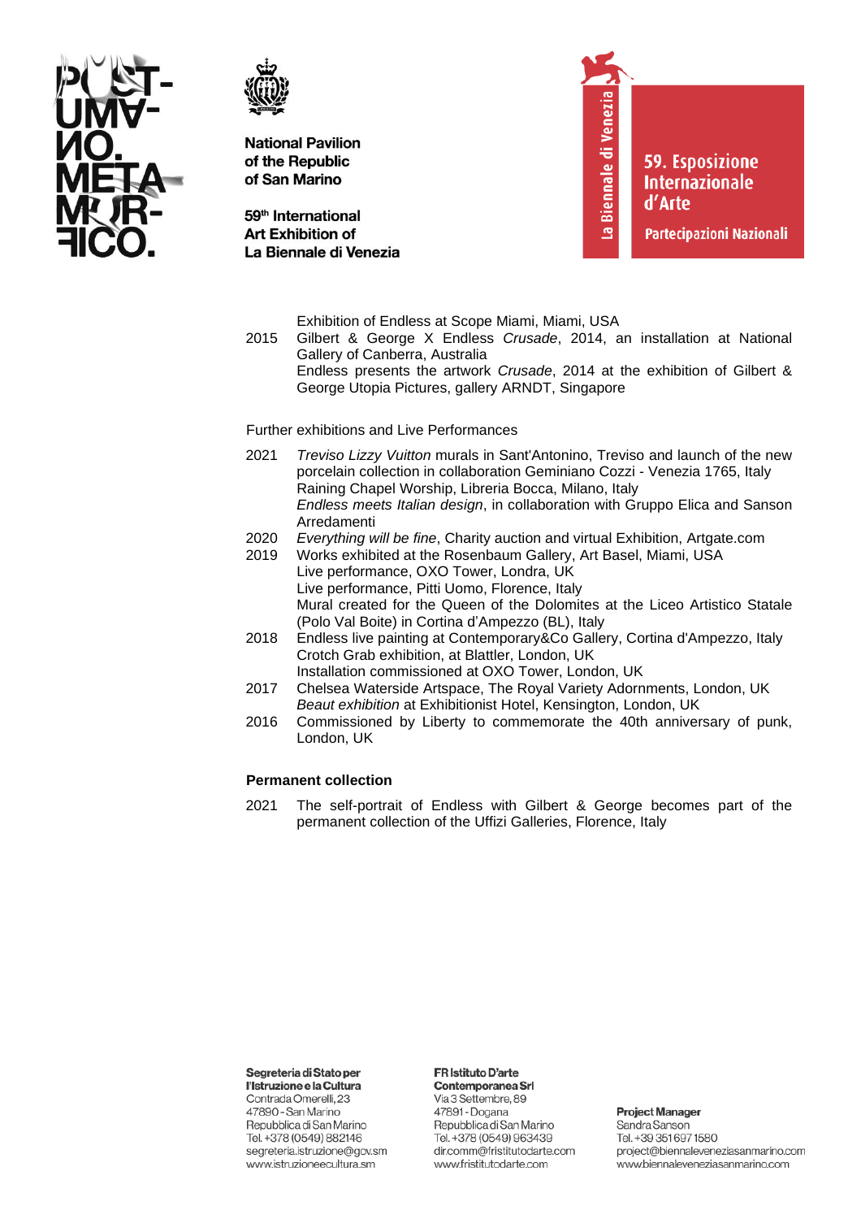| | |
|---|---|
| | Exhibition of Endless at Scope Miami, Miami, USA |
| 2015 | Gilbert & George X Endless *Crusade*, 2014, an installation at National Gallery of Canberra, Australia |
| | Endless presents the artwork *Crusade*, 2014 at the exhibition of Gilbert & George Utopia Pictures, gallery ARNDT, Singapore |

Further exhibitions and Live Performances

| | |
|---|---|
| 2021 | *Treviso Lizzy Vuitton* murals in Sant'Antonino, Treviso and launch of the new porcelain collection in collaboration Geminiano Cozzi - Venezia 1765, Italy |
| | Raining Chapel Worship, Libreria Bocca, Milano, Italy |
| | *Endless meets Italian design*, in collaboration with Gruppo Elica and Sanson Arredamenti |
| 2020 | *Everything will be fine*, Charity auction and virtual Exhibition, Artgate.com |
| 2019 | Works exhibited at the Rosenbaum Gallery, Art Basel, Miami, USA |
| | Live performance, OXO Tower, Londra, UK |
| | Live performance, Pitti Uomo, Florence, Italy |
| | Mural created for the Queen of the Dolomites at the Liceo Artistico Statale (Polo Val Boite) in Cortina d'Ampezzo (BL), Italy |
| 2018 | Endless live painting at Contemporary&Co Gallery, Cortina d'Ampezzo, Italy |
| | Crotch Grab exhibition, at Blattler, London, UK |
| | Installation commissioned at OXO Tower, London, UK |
| 2017 | Chelsea Waterside Artspace, The Royal Variety Adornments, London, UK |
| | *Beaut exhibition* at Exhibitionist Hotel, Kensington, London, UK |
| 2016 | Commissioned by Liberty to commemorate the 40th anniversary of punk, London, UK |

**Permanent collection**

| | |
|---|---|
| 2021 | The self-portrait of Endless with Gilbert & George becomes part of the permanent collection of the Uffizi Galleries, Florence, Italy |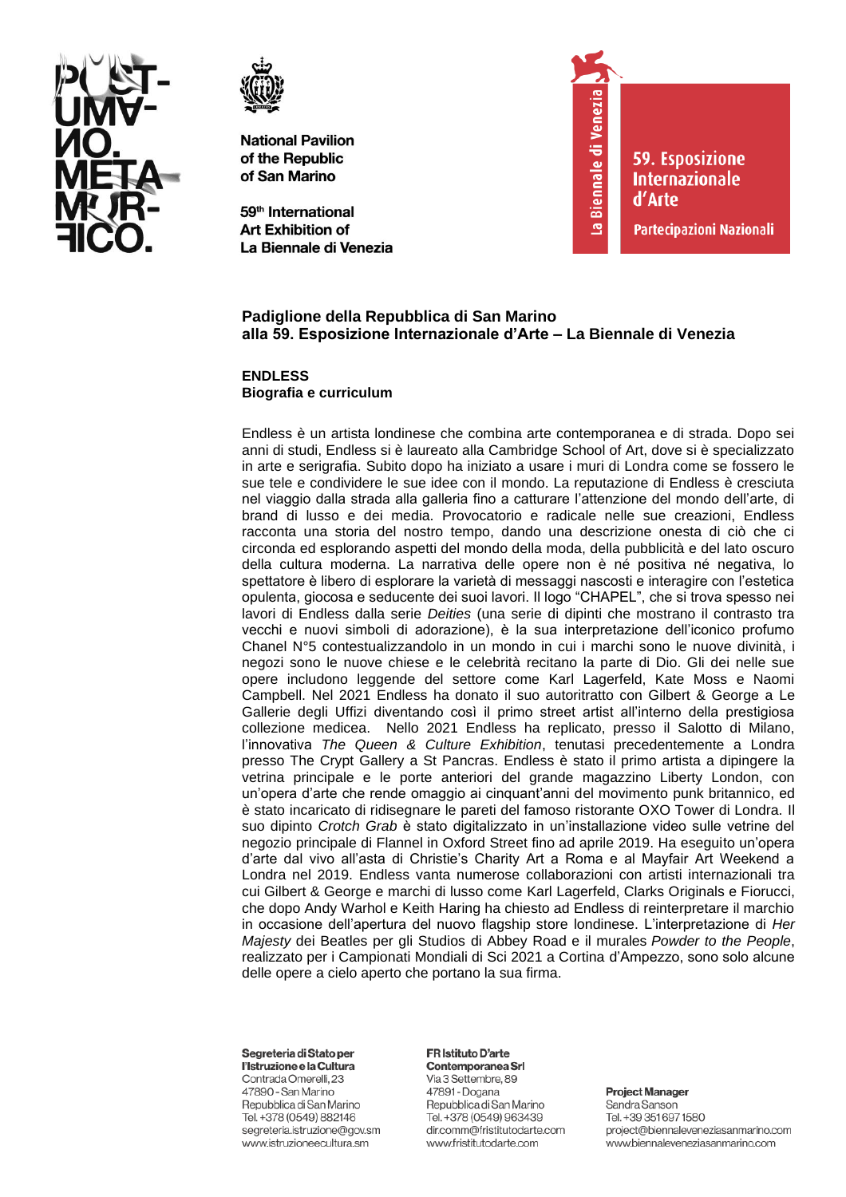**National Pavilion of the Republic of San Marino**

**59th International Art Exhibition of La Biennale di Venezia**

**59. Esposizione Internazionale d'Arte**
**Partecipazioni Nazionali**

## Padiglione della Repubblica di San Marino alla 59. Esposizione Internazionale d'Arte – La Biennale di Venezia

### ENDLESS
### Biografia e curriculum

Endless è un artista londinese che combina arte contemporanea e di strada. Dopo sei anni di studi, Endless si è laureato alla Cambridge School of Art, dove si è specializzato in arte e serigrafia. Subito dopo ha iniziato a usare i muri di Londra come se fossero le sue tele e condividere le sue idee con il mondo. La reputazione di Endless è cresciuta nel viaggio dalla strada alla galleria fino a catturare l'attenzione del mondo dell'arte, di brand di lusso e dei media. Provocatorio e radicale nelle sue creazioni, Endless racconta una storia del nostro tempo, dando una descrizione onesta di ciò che ci circonda ed esplorando aspetti del mondo della moda, della pubblicità e del lato oscuro della cultura moderna. La narrativa delle opere non è né positiva né negativa, lo spettatore è libero di esplorare la varietà di messaggi nascosti e interagire con l'estetica opulenta, giocosa e seducente dei suoi lavori. Il logo "CHAPEL", che si trova spesso nei lavori di Endless dalla serie *Deities* (una serie di dipinti che mostrano il contrasto tra vecchi e nuovi simboli di adorazione), è la sua interpretazione dell'iconico profumo Chanel N°5 contestualizzandolo in un mondo in cui i marchi sono le nuove divinità, i negozi sono le nuove chiese e le celebrità recitano la parte di Dio. Gli dei nelle sue opere includono leggende del settore come Karl Lagerfeld, Kate Moss e Naomi Campbell. Nel 2021 Endless ha donato il suo autoritratto con Gilbert & George a Le Gallerie degli Uffizi diventando così il primo street artist all'interno della prestigiosa collezione medicea. Nello 2021 Endless ha replicato, presso il Salotto di Milano, l'innovativa *The Queen & Culture Exhibition*, tenutasi precedentemente a Londra presso The Crypt Gallery a St Pancras. Endless è stato il primo artista a dipingere la vetrina principale e le porte anteriori del grande magazzino Liberty London, con un'opera d'arte che rende omaggio ai cinquant'anni del movimento punk britannico, ed è stato incaricato di ridisegnare le pareti del famoso ristorante OXO Tower di Londra. Il suo dipinto *Crotch Grab* è stato digitalizzato in un'installazione video sulle vetrine del negozio principale di Flannel in Oxford Street fino ad aprile 2019. Ha eseguito un'opera d'arte dal vivo all'asta di Christie's Charity Art a Roma e al Mayfair Art Weekend a Londra nel 2019. Endless vanta numerose collaborazioni con artisti internazionali tra cui Gilbert & George e marchi di lusso come Karl Lagerfeld, Clarks Originals e Fiorucci, che dopo Andy Warhol e Keith Haring ha chiesto ad Endless di reinterpretare il marchio in occasione dell'apertura del nuovo flagship store londinese. L'interpretazione di *Her Majesty* dei Beatles per gli Studios di Abbey Road e il murales *Powder to the People*, realizzato per i Campionati Mondiali di Sci 2021 a Cortina d'Ampezzo, sono solo alcune delle opere a cielo aperto che portano la sua firma.

**Segreteria di Stato per l'Istruzione e la Cultura**
Contrada Omerelli, 23
47890 - San Marino
Repubblica di San Marino
Tel. +378 (0549) 882146
segreteria.istruzione@gov.sm
www.istruzioneecultura.sm

**FR Istituto D'arte Contemporanea Srl**
Via 3 Settembre, 89
47891 - Dogana
Repubblica di San Marino
Tel. +378 (0549) 963439
dir.comm@fristitutodarte.com
www.fristitutodarte.com

**Project Manager**
Sandra Sanson
Tel. +39 351 697 1580
project@biennaleveneziasanmarino.com
www.biennaleveneziasanmarino.com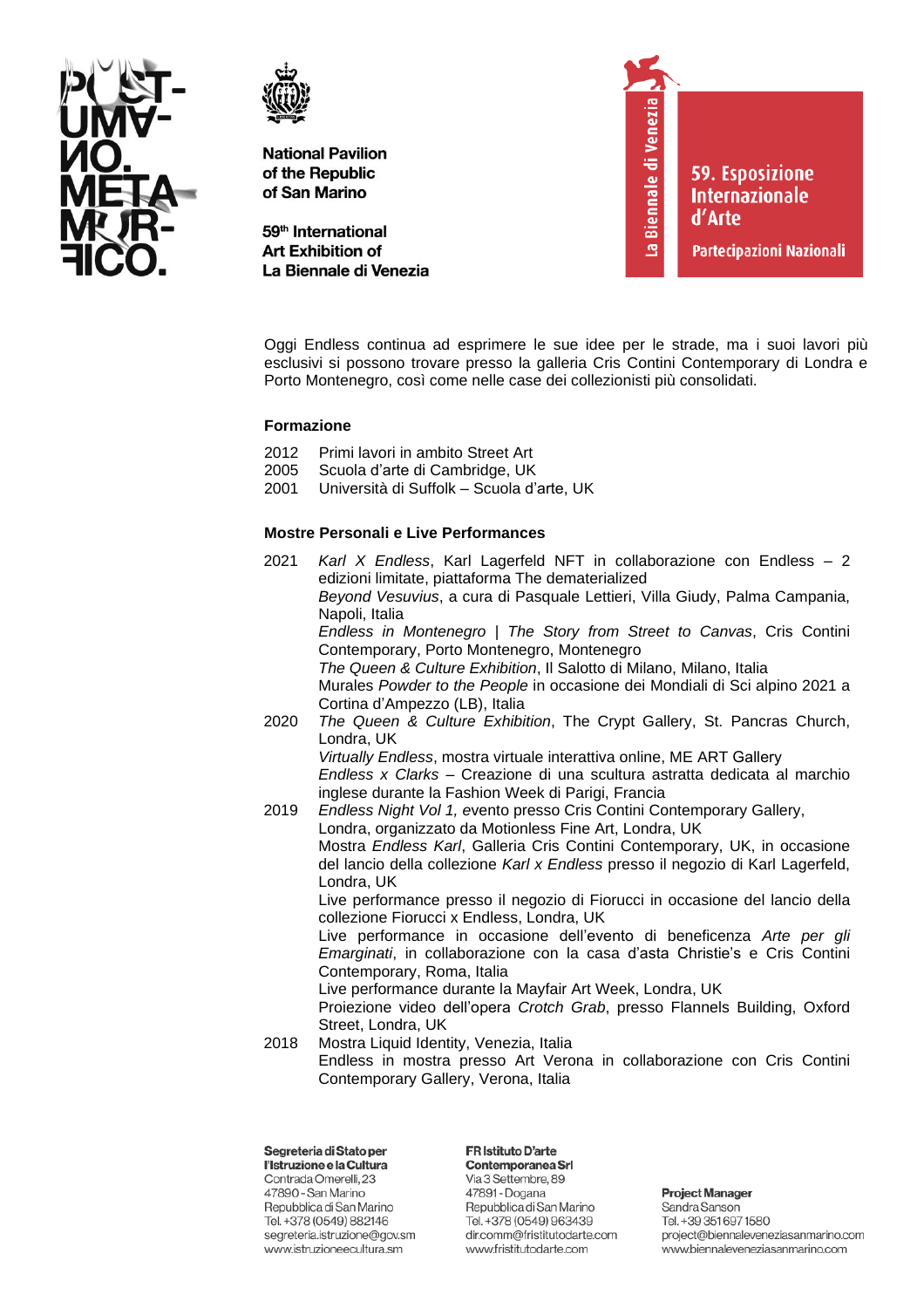Oggi Endless continua ad esprimere le sue idee per le strade, ma i suoi lavori più esclusivi si possono trovare presso la galleria Cris Contini Contemporary di Londra e Porto Montenegro, così come nelle case dei collezionisti più consolidati.

### Formazione

- 2012 Primi lavori in ambito Street Art
- 2005 Scuola d'arte di Cambridge, UK
- 2001 Università di Suffolk – Scuola d'arte, UK

### Mostre Personali e Live Performances

**2021**

*Karl X Endless*, Karl Lagerfeld NFT in collaborazione con Endless – 2 edizioni limitate, piattaforma The dematerialized
*Beyond Vesuvius*, a cura di Pasquale Lettieri, Villa Giudy, Palma Campania, Napoli, Italia
*Endless in Montenegro | The Story from Street to Canvas*, Cris Contini Contemporary, Porto Montenegro, Montenegro
*The Queen & Culture Exhibition*, Il Salotto di Milano, Milano, Italia
Murales *Powder to the People* in occasione dei Mondiali di Sci alpino 2021 a Cortina d'Ampezzo (LB), Italia

**2020**

*The Queen & Culture Exhibition*, The Crypt Gallery, St. Pancras Church, Londra, UK
*Virtually Endless*, mostra virtuale interattiva online, ME ART Gallery
*Endless x Clarks* – Creazione di una scultura astratta dedicata al marchio inglese durante la Fashion Week di Parigi, Francia

**2019**

*Endless Night Vol 1,* evento presso Cris Contini Contemporary Gallery, Londra, organizzato da Motionless Fine Art, Londra, UK
Mostra *Endless Karl*, Galleria Cris Contini Contemporary, UK, in occasione del lancio della collezione *Karl x Endless* presso il negozio di Karl Lagerfeld, Londra, UK
Live performance presso il negozio di Fiorucci in occasione del lancio della collezione Fiorucci x Endless, Londra, UK
Live performance in occasione dell'evento di beneficenza *Arte per gli Emarginati*, in collaborazione con la casa d'asta Christie's e Cris Contini Contemporary, Roma, Italia
Live performance durante la Mayfair Art Week, Londra, UK
Proiezione video dell'opera *Crotch Grab*, presso Flannels Building, Oxford Street, Londra, UK

**2018**

Mostra Liquid Identity, Venezia, Italia
Endless in mostra presso Art Verona in collaborazione con Cris Contini Contemporary Gallery, Verona, Italia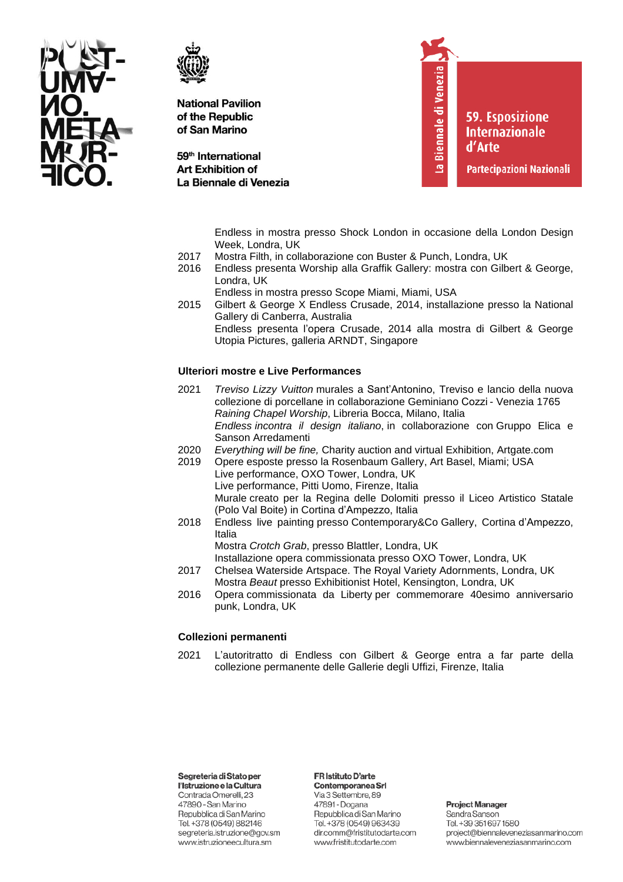|  |  |
|---|---|
|  | Endless in mostra presso Shock London in occasione della London Design Week, Londra, UK |
| 2017 | Mostra Filth, in collaborazione con Buster & Punch, Londra, UK |
| 2016 | Endless presenta Worship alla Graffik Gallery: mostra con Gilbert & George, Londra, UK |
|  | Endless in mostra presso Scope Miami, Miami, USA |
| 2015 | Gilbert & George X Endless Crusade, 2014, installazione presso la National Gallery di Canberra, Australia |
|  | Endless presenta l'opera Crusade, 2014 alla mostra di Gilbert & George Utopia Pictures, galleria ARNDT, Singapore |

**Ulteriori mostre e Live Performances**

|  |  |
|---|---|
| 2021 | *Treviso Lizzy Vuitton* murales a Sant'Antonino, Treviso e lancio della nuova collezione di porcellane in collaborazione Geminiano Cozzi - Venezia 1765 |
|  | *Raining Chapel Worship*, Libreria Bocca, Milano, Italia |
|  | *Endless incontra il design italiano*, in collaborazione con Gruppo Elica e Sanson Arredamenti |
| 2020 | *Everything will be fine,* Charity auction and virtual Exhibition, Artgate.com |
| 2019 | Opere esposte presso la Rosenbaum Gallery, Art Basel, Miami; USA |
|  | Live performance, OXO Tower, Londra, UK |
|  | Live performance, Pitti Uomo, Firenze, Italia |
|  | Murale creato per la Regina delle Dolomiti presso il Liceo Artistico Statale (Polo Val Boite) in Cortina d'Ampezzo, Italia |
| 2018 | Endless live painting presso Contemporary&Co Gallery, Cortina d'Ampezzo, Italia |
|  | Mostra *Crotch Grab*, presso Blattler, Londra, UK |
|  | Installazione opera commissionata presso OXO Tower, Londra, UK |
| 2017 | Chelsea Waterside Artspace. The Royal Variety Adornments, Londra, UK |
|  | Mostra *Beaut* presso Exhibitionist Hotel, Kensington, Londra, UK |
| 2016 | Opera commissionata da Liberty per commemorare 40esimo anniversario punk, Londra, UK |

**Collezioni permanenti**

|  |  |
|---|---|
| 2021 | L'autoritratto di Endless con Gilbert & George entra a far parte della collezione permanente delle Gallerie degli Uffizi, Firenze, Italia |